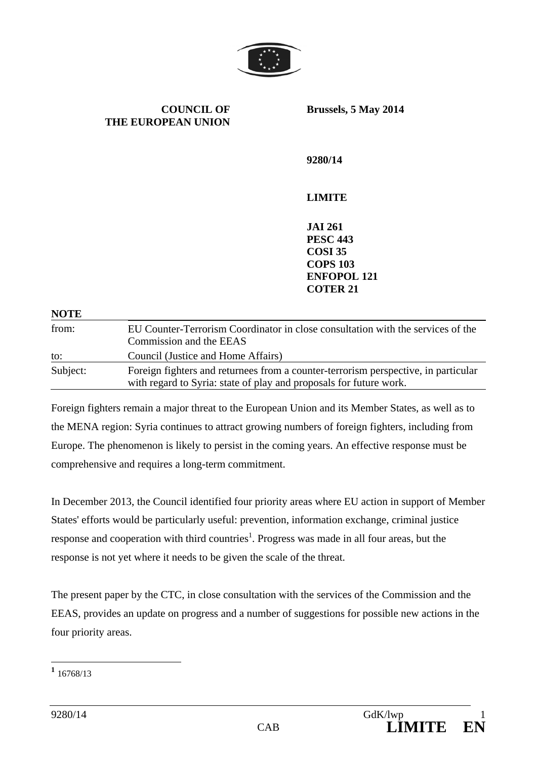**COUNCIL OF THE EUROPEAN UNION**

**Brussels, 5 May 2014**

**9280/14**

**LIMITE**

**JAI 261**
**PESC 443**
**COSI 35**
**COPS 103**
**ENFOPOL 121**
**COTER 21**

**NOTE**

| | |
|---|---|
| from: | EU Counter-Terrorism Coordinator in close consultation with the services of the Commission and the EEAS |
| to: | Council (Justice and Home Affairs) |
| Subject: | Foreign fighters and returnees from a counter-terrorism perspective, in particular with regard to Syria: state of play and proposals for future work. |

Foreign fighters remain a major threat to the European Union and its Member States, as well as to the MENA region: Syria continues to attract growing numbers of foreign fighters, including from Europe. The phenomenon is likely to persist in the coming years. An effective response must be comprehensive and requires a long-term commitment.

In December 2013, the Council identified four priority areas where EU action in support of Member States' efforts would be particularly useful: prevention, information exchange, criminal justice response and cooperation with third countries[1]. Progress was made in all four areas, but the response is not yet where it needs to be given the scale of the threat.

The present paper by the CTC, in close consultation with the services of the Commission and the EEAS, provides an update on progress and a number of suggestions for possible new actions in the four priority areas.

[1] 16768/13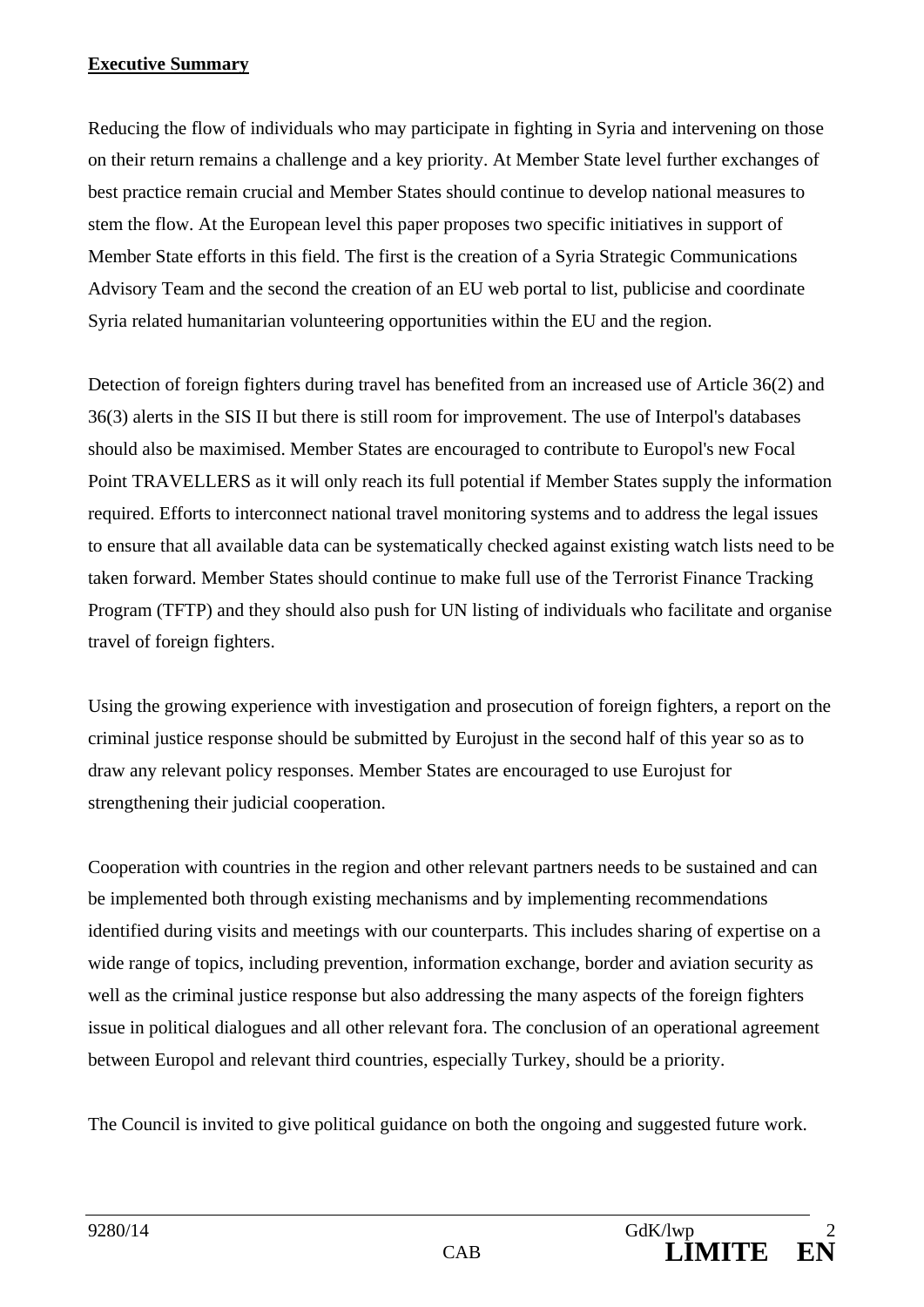**Executive Summary**

Reducing the flow of individuals who may participate in fighting in Syria and intervening on those on their return remains a challenge and a key priority. At Member State level further exchanges of best practice remain crucial and Member States should continue to develop national measures to stem the flow. At the European level this paper proposes two specific initiatives in support of Member State efforts in this field. The first is the creation of a Syria Strategic Communications Advisory Team and the second the creation of an EU web portal to list, publicise and coordinate Syria related humanitarian volunteering opportunities within the EU and the region.

Detection of foreign fighters during travel has benefited from an increased use of Article 36(2) and 36(3) alerts in the SIS II but there is still room for improvement. The use of Interpol's databases should also be maximised. Member States are encouraged to contribute to Europol's new Focal Point TRAVELLERS as it will only reach its full potential if Member States supply the information required. Efforts to interconnect national travel monitoring systems and to address the legal issues to ensure that all available data can be systematically checked against existing watch lists need to be taken forward. Member States should continue to make full use of the Terrorist Finance Tracking Program (TFTP) and they should also push for UN listing of individuals who facilitate and organise travel of foreign fighters.

Using the growing experience with investigation and prosecution of foreign fighters, a report on the criminal justice response should be submitted by Eurojust in the second half of this year so as to draw any relevant policy responses. Member States are encouraged to use Eurojust for strengthening their judicial cooperation.

Cooperation with countries in the region and other relevant partners needs to be sustained and can be implemented both through existing mechanisms and by implementing recommendations identified during visits and meetings with our counterparts. This includes sharing of expertise on a wide range of topics, including prevention, information exchange, border and aviation security as well as the criminal justice response but also addressing the many aspects of the foreign fighters issue in political dialogues and all other relevant fora. The conclusion of an operational agreement between Europol and relevant third countries, especially Turkey, should be a priority.

The Council is invited to give political guidance on both the ongoing and suggested future work.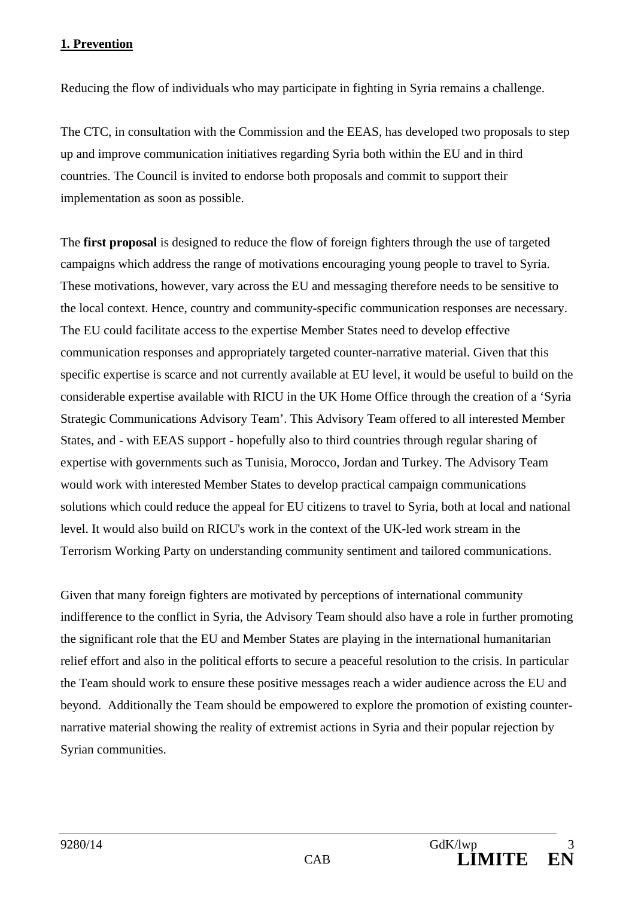**1. Prevention**

Reducing the flow of individuals who may participate in fighting in Syria remains a challenge.

The CTC, in consultation with the Commission and the EEAS, has developed two proposals to step up and improve communication initiatives regarding Syria both within the EU and in third countries. The Council is invited to endorse both proposals and commit to support their implementation as soon as possible.

The **first proposal** is designed to reduce the flow of foreign fighters through the use of targeted campaigns which address the range of motivations encouraging young people to travel to Syria. These motivations, however, vary across the EU and messaging therefore needs to be sensitive to the local context. Hence, country and community-specific communication responses are necessary. The EU could facilitate access to the expertise Member States need to develop effective communication responses and appropriately targeted counter-narrative material. Given that this specific expertise is scarce and not currently available at EU level, it would be useful to build on the considerable expertise available with RICU in the UK Home Office through the creation of a 'Syria Strategic Communications Advisory Team'. This Advisory Team offered to all interested Member States, and - with EEAS support - hopefully also to third countries through regular sharing of expertise with governments such as Tunisia, Morocco, Jordan and Turkey. The Advisory Team would work with interested Member States to develop practical campaign communications solutions which could reduce the appeal for EU citizens to travel to Syria, both at local and national level. It would also build on RICU's work in the context of the UK-led work stream in the Terrorism Working Party on understanding community sentiment and tailored communications.

Given that many foreign fighters are motivated by perceptions of international community indifference to the conflict in Syria, the Advisory Team should also have a role in further promoting the significant role that the EU and Member States are playing in the international humanitarian relief effort and also in the political efforts to secure a peaceful resolution to the crisis. In particular the Team should work to ensure these positive messages reach a wider audience across the EU and beyond. Additionally the Team should be empowered to explore the promotion of existing counter-narrative material showing the reality of extremist actions in Syria and their popular rejection by Syrian communities.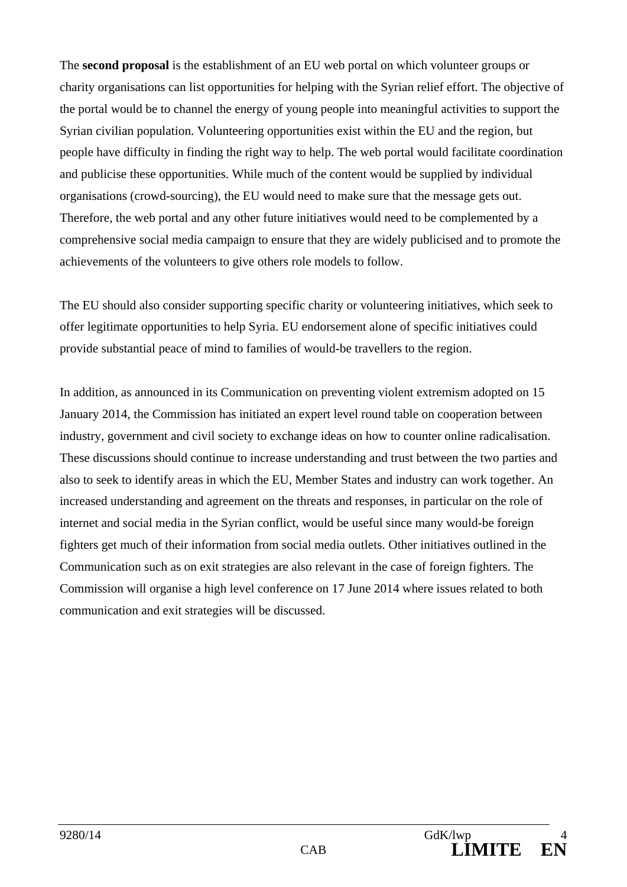The **second proposal** is the establishment of an EU web portal on which volunteer groups or charity organisations can list opportunities for helping with the Syrian relief effort. The objective of the portal would be to channel the energy of young people into meaningful activities to support the Syrian civilian population. Volunteering opportunities exist within the EU and the region, but people have difficulty in finding the right way to help. The web portal would facilitate coordination and publicise these opportunities. While much of the content would be supplied by individual organisations (crowd-sourcing), the EU would need to make sure that the message gets out. Therefore, the web portal and any other future initiatives would need to be complemented by a comprehensive social media campaign to ensure that they are widely publicised and to promote the achievements of the volunteers to give others role models to follow.

The EU should also consider supporting specific charity or volunteering initiatives, which seek to offer legitimate opportunities to help Syria. EU endorsement alone of specific initiatives could provide substantial peace of mind to families of would-be travellers to the region.

In addition, as announced in its Communication on preventing violent extremism adopted on 15 January 2014, the Commission has initiated an expert level round table on cooperation between industry, government and civil society to exchange ideas on how to counter online radicalisation. These discussions should continue to increase understanding and trust between the two parties and also to seek to identify areas in which the EU, Member States and industry can work together. An increased understanding and agreement on the threats and responses, in particular on the role of internet and social media in the Syrian conflict, would be useful since many would-be foreign fighters get much of their information from social media outlets. Other initiatives outlined in the Communication such as on exit strategies are also relevant in the case of foreign fighters. The Commission will organise a high level conference on 17 June 2014 where issues related to both communication and exit strategies will be discussed.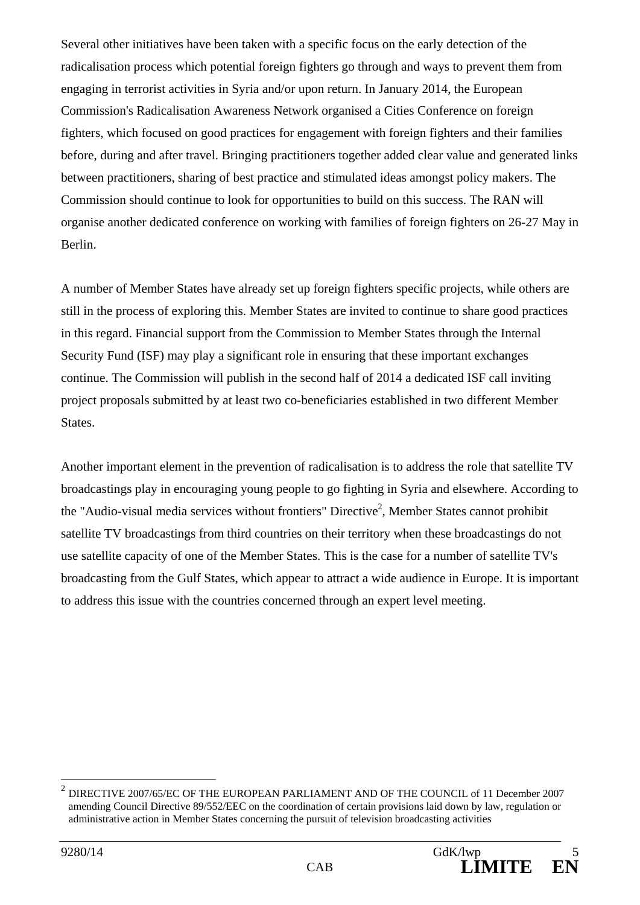Several other initiatives have been taken with a specific focus on the early detection of the radicalisation process which potential foreign fighters go through and ways to prevent them from engaging in terrorist activities in Syria and/or upon return. In January 2014, the European Commission's Radicalisation Awareness Network organised a Cities Conference on foreign fighters, which focused on good practices for engagement with foreign fighters and their families before, during and after travel. Bringing practitioners together added clear value and generated links between practitioners, sharing of best practice and stimulated ideas amongst policy makers. The Commission should continue to look for opportunities to build on this success. The RAN will organise another dedicated conference on working with families of foreign fighters on 26-27 May in Berlin.

A number of Member States have already set up foreign fighters specific projects, while others are still in the process of exploring this. Member States are invited to continue to share good practices in this regard. Financial support from the Commission to Member States through the Internal Security Fund (ISF) may play a significant role in ensuring that these important exchanges continue. The Commission will publish in the second half of 2014 a dedicated ISF call inviting project proposals submitted by at least two co-beneficiaries established in two different Member States.

Another important element in the prevention of radicalisation is to address the role that satellite TV broadcastings play in encouraging young people to go fighting in Syria and elsewhere. According to the "Audio-visual media services without frontiers" Directive[2], Member States cannot prohibit satellite TV broadcastings from third countries on their territory when these broadcastings do not use satellite capacity of one of the Member States. This is the case for a number of satellite TV's broadcasting from the Gulf States, which appear to attract a wide audience in Europe. It is important to address this issue with the countries concerned through an expert level meeting.

[2] DIRECTIVE 2007/65/EC OF THE EUROPEAN PARLIAMENT AND OF THE COUNCIL of 11 December 2007 amending Council Directive 89/552/EEC on the coordination of certain provisions laid down by law, regulation or administrative action in Member States concerning the pursuit of television broadcasting activities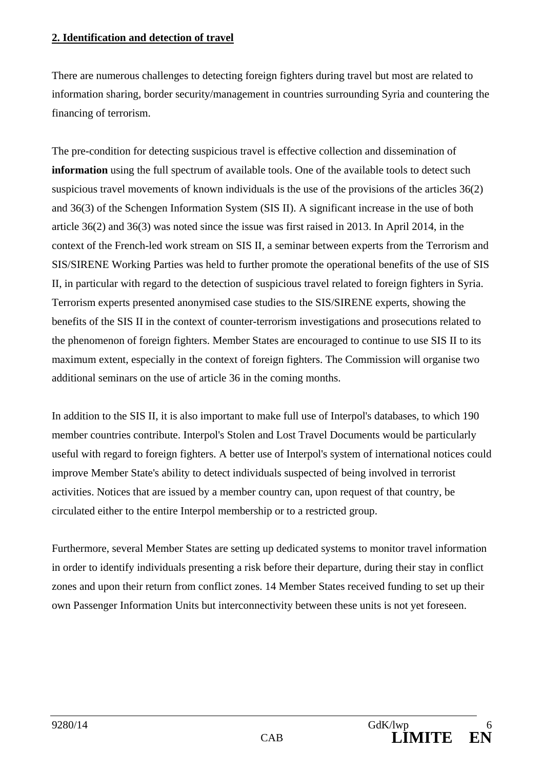**2. Identification and detection of travel**

There are numerous challenges to detecting foreign fighters during travel but most are related to information sharing, border security/management in countries surrounding Syria and countering the financing of terrorism.

The pre-condition for detecting suspicious travel is effective collection and dissemination of **information** using the full spectrum of available tools. One of the available tools to detect such suspicious travel movements of known individuals is the use of the provisions of the articles 36(2) and 36(3) of the Schengen Information System (SIS II). A significant increase in the use of both article 36(2) and 36(3) was noted since the issue was first raised in 2013. In April 2014, in the context of the French-led work stream on SIS II, a seminar between experts from the Terrorism and SIS/SIRENE Working Parties was held to further promote the operational benefits of the use of SIS II, in particular with regard to the detection of suspicious travel related to foreign fighters in Syria. Terrorism experts presented anonymised case studies to the SIS/SIRENE experts, showing the benefits of the SIS II in the context of counter-terrorism investigations and prosecutions related to the phenomenon of foreign fighters. Member States are encouraged to continue to use SIS II to its maximum extent, especially in the context of foreign fighters. The Commission will organise two additional seminars on the use of article 36 in the coming months.

In addition to the SIS II, it is also important to make full use of Interpol's databases, to which 190 member countries contribute. Interpol's Stolen and Lost Travel Documents would be particularly useful with regard to foreign fighters. A better use of Interpol's system of international notices could improve Member State's ability to detect individuals suspected of being involved in terrorist activities. Notices that are issued by a member country can, upon request of that country, be circulated either to the entire Interpol membership or to a restricted group.

Furthermore, several Member States are setting up dedicated systems to monitor travel information in order to identify individuals presenting a risk before their departure, during their stay in conflict zones and upon their return from conflict zones. 14 Member States received funding to set up their own Passenger Information Units but interconnectivity between these units is not yet foreseen.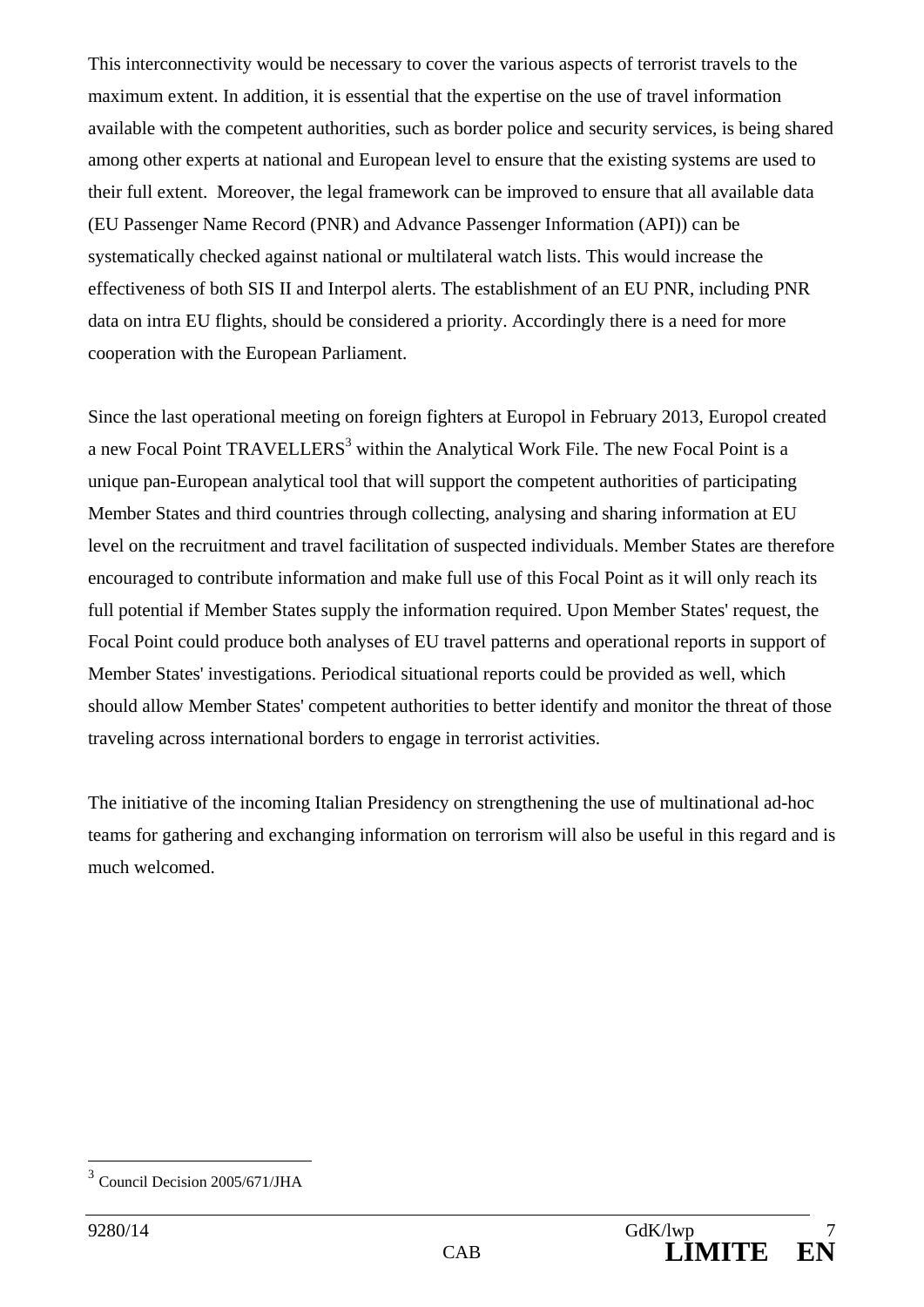This interconnectivity would be necessary to cover the various aspects of terrorist travels to the maximum extent. In addition, it is essential that the expertise on the use of travel information available with the competent authorities, such as border police and security services, is being shared among other experts at national and European level to ensure that the existing systems are used to their full extent. Moreover, the legal framework can be improved to ensure that all available data (EU Passenger Name Record (PNR) and Advance Passenger Information (API)) can be systematically checked against national or multilateral watch lists. This would increase the effectiveness of both SIS II and Interpol alerts. The establishment of an EU PNR, including PNR data on intra EU flights, should be considered a priority. Accordingly there is a need for more cooperation with the European Parliament.

Since the last operational meeting on foreign fighters at Europol in February 2013, Europol created a new Focal Point TRAVELLERS[3] within the Analytical Work File. The new Focal Point is a unique pan-European analytical tool that will support the competent authorities of participating Member States and third countries through collecting, analysing and sharing information at EU level on the recruitment and travel facilitation of suspected individuals. Member States are therefore encouraged to contribute information and make full use of this Focal Point as it will only reach its full potential if Member States supply the information required. Upon Member States' request, the Focal Point could produce both analyses of EU travel patterns and operational reports in support of Member States' investigations. Periodical situational reports could be provided as well, which should allow Member States' competent authorities to better identify and monitor the threat of those traveling across international borders to engage in terrorist activities.

The initiative of the incoming Italian Presidency on strengthening the use of multinational ad-hoc teams for gathering and exchanging information on terrorism will also be useful in this regard and is much welcomed.

[3] Council Decision 2005/671/JHA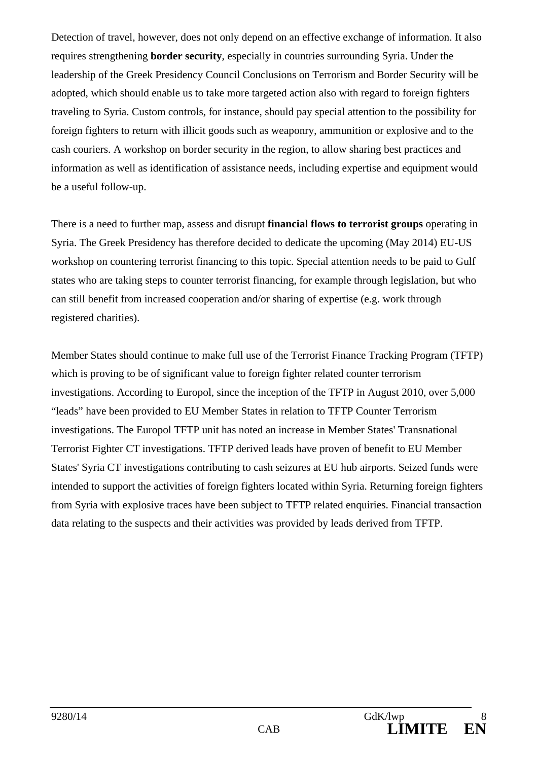Detection of travel, however, does not only depend on an effective exchange of information. It also requires strengthening **border security**, especially in countries surrounding Syria. Under the leadership of the Greek Presidency Council Conclusions on Terrorism and Border Security will be adopted, which should enable us to take more targeted action also with regard to foreign fighters traveling to Syria. Custom controls, for instance, should pay special attention to the possibility for foreign fighters to return with illicit goods such as weaponry, ammunition or explosive and to the cash couriers. A workshop on border security in the region, to allow sharing best practices and information as well as identification of assistance needs, including expertise and equipment would be a useful follow-up.

There is a need to further map, assess and disrupt **financial flows to terrorist groups** operating in Syria. The Greek Presidency has therefore decided to dedicate the upcoming (May 2014) EU-US workshop on countering terrorist financing to this topic. Special attention needs to be paid to Gulf states who are taking steps to counter terrorist financing, for example through legislation, but who can still benefit from increased cooperation and/or sharing of expertise (e.g. work through registered charities).

Member States should continue to make full use of the Terrorist Finance Tracking Program (TFTP) which is proving to be of significant value to foreign fighter related counter terrorism investigations. According to Europol, since the inception of the TFTP in August 2010, over 5,000 "leads" have been provided to EU Member States in relation to TFTP Counter Terrorism investigations. The Europol TFTP unit has noted an increase in Member States' Transnational Terrorist Fighter CT investigations. TFTP derived leads have proven of benefit to EU Member States' Syria CT investigations contributing to cash seizures at EU hub airports. Seized funds were intended to support the activities of foreign fighters located within Syria. Returning foreign fighters from Syria with explosive traces have been subject to TFTP related enquiries. Financial transaction data relating to the suspects and their activities was provided by leads derived from TFTP.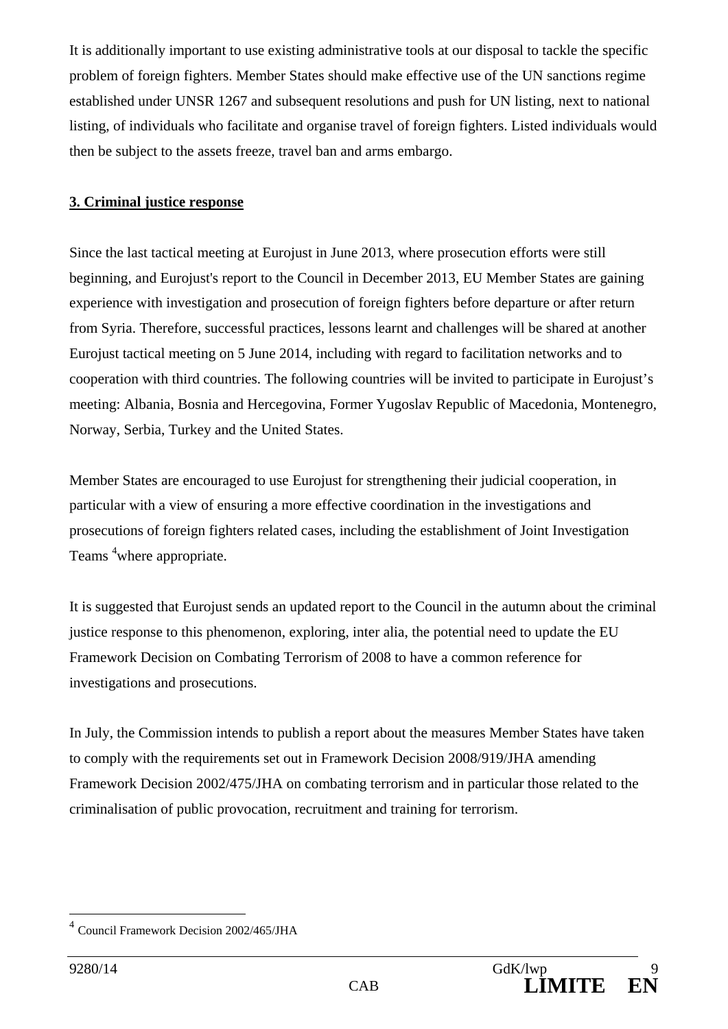It is additionally important to use existing administrative tools at our disposal to tackle the specific problem of foreign fighters. Member States should make effective use of the UN sanctions regime established under UNSR 1267 and subsequent resolutions and push for UN listing, next to national listing, of individuals who facilitate and organise travel of foreign fighters. Listed individuals would then be subject to the assets freeze, travel ban and arms embargo.

## 3. Criminal justice response

Since the last tactical meeting at Eurojust in June 2013, where prosecution efforts were still beginning, and Eurojust's report to the Council in December 2013, EU Member States are gaining experience with investigation and prosecution of foreign fighters before departure or after return from Syria. Therefore, successful practices, lessons learnt and challenges will be shared at another Eurojust tactical meeting on 5 June 2014, including with regard to facilitation networks and to cooperation with third countries. The following countries will be invited to participate in Eurojust's meeting: Albania, Bosnia and Hercegovina, Former Yugoslav Republic of Macedonia, Montenegro, Norway, Serbia, Turkey and the United States.

Member States are encouraged to use Eurojust for strengthening their judicial cooperation, in particular with a view of ensuring a more effective coordination in the investigations and prosecutions of foreign fighters related cases, including the establishment of Joint Investigation Teams [4]where appropriate.

It is suggested that Eurojust sends an updated report to the Council in the autumn about the criminal justice response to this phenomenon, exploring, inter alia, the potential need to update the EU Framework Decision on Combating Terrorism of 2008 to have a common reference for investigations and prosecutions.

In July, the Commission intends to publish a report about the measures Member States have taken to comply with the requirements set out in Framework Decision 2008/919/JHA amending Framework Decision 2002/475/JHA on combating terrorism and in particular those related to the criminalisation of public provocation, recruitment and training for terrorism.

---

[4] Council Framework Decision 2002/465/JHA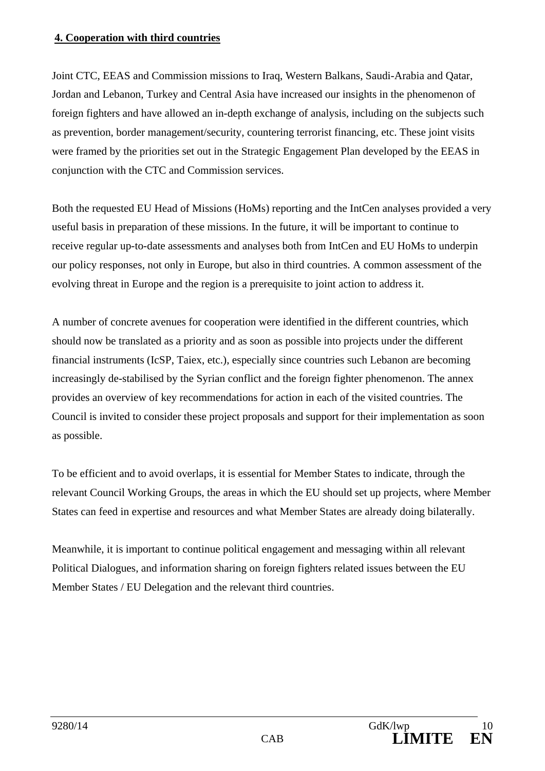**4. Cooperation with third countries**

Joint CTC, EEAS and Commission missions to Iraq, Western Balkans, Saudi-Arabia and Qatar, Jordan and Lebanon, Turkey and Central Asia have increased our insights in the phenomenon of foreign fighters and have allowed an in-depth exchange of analysis, including on the subjects such as prevention, border management/security, countering terrorist financing, etc. These joint visits were framed by the priorities set out in the Strategic Engagement Plan developed by the EEAS in conjunction with the CTC and Commission services.

Both the requested EU Head of Missions (HoMs) reporting and the IntCen analyses provided a very useful basis in preparation of these missions. In the future, it will be important to continue to receive regular up-to-date assessments and analyses both from IntCen and EU HoMs to underpin our policy responses, not only in Europe, but also in third countries. A common assessment of the evolving threat in Europe and the region is a prerequisite to joint action to address it.

A number of concrete avenues for cooperation were identified in the different countries, which should now be translated as a priority and as soon as possible into projects under the different financial instruments (IcSP, Taiex, etc.), especially since countries such Lebanon are becoming increasingly de-stabilised by the Syrian conflict and the foreign fighter phenomenon. The annex provides an overview of key recommendations for action in each of the visited countries. The Council is invited to consider these project proposals and support for their implementation as soon as possible.

To be efficient and to avoid overlaps, it is essential for Member States to indicate, through the relevant Council Working Groups, the areas in which the EU should set up projects, where Member States can feed in expertise and resources and what Member States are already doing bilaterally.

Meanwhile, it is important to continue political engagement and messaging within all relevant Political Dialogues, and information sharing on foreign fighters related issues between the EU Member States / EU Delegation and the relevant third countries.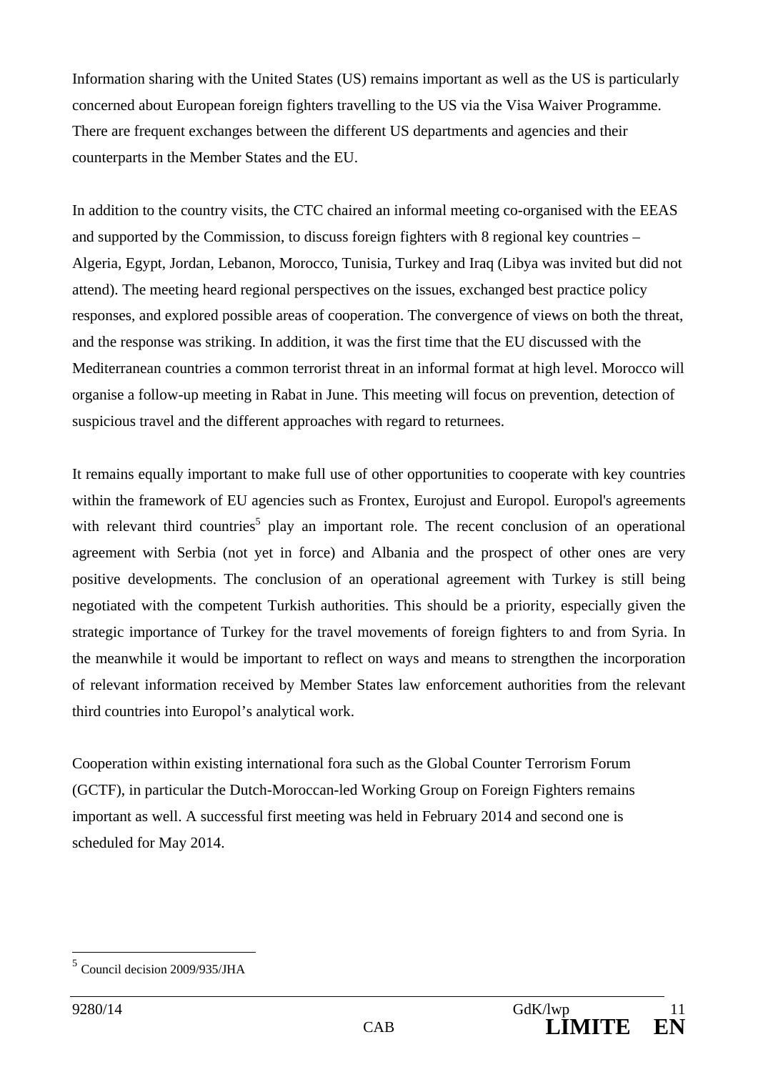Information sharing with the United States (US) remains important as well as the US is particularly concerned about European foreign fighters travelling to the US via the Visa Waiver Programme. There are frequent exchanges between the different US departments and agencies and their counterparts in the Member States and the EU.

In addition to the country visits, the CTC chaired an informal meeting co-organised with the EEAS and supported by the Commission, to discuss foreign fighters with 8 regional key countries – Algeria, Egypt, Jordan, Lebanon, Morocco, Tunisia, Turkey and Iraq (Libya was invited but did not attend). The meeting heard regional perspectives on the issues, exchanged best practice policy responses, and explored possible areas of cooperation. The convergence of views on both the threat, and the response was striking. In addition, it was the first time that the EU discussed with the Mediterranean countries a common terrorist threat in an informal format at high level. Morocco will organise a follow-up meeting in Rabat in June. This meeting will focus on prevention, detection of suspicious travel and the different approaches with regard to returnees.

It remains equally important to make full use of other opportunities to cooperate with key countries within the framework of EU agencies such as Frontex, Eurojust and Europol. Europol's agreements with relevant third countries[5] play an important role. The recent conclusion of an operational agreement with Serbia (not yet in force) and Albania and the prospect of other ones are very positive developments. The conclusion of an operational agreement with Turkey is still being negotiated with the competent Turkish authorities. This should be a priority, especially given the strategic importance of Turkey for the travel movements of foreign fighters to and from Syria. In the meanwhile it would be important to reflect on ways and means to strengthen the incorporation of relevant information received by Member States law enforcement authorities from the relevant third countries into Europol's analytical work.

Cooperation within existing international fora such as the Global Counter Terrorism Forum (GCTF), in particular the Dutch-Moroccan-led Working Group on Foreign Fighters remains important as well. A successful first meeting was held in February 2014 and second one is scheduled for May 2014.

[5] Council decision 2009/935/JHA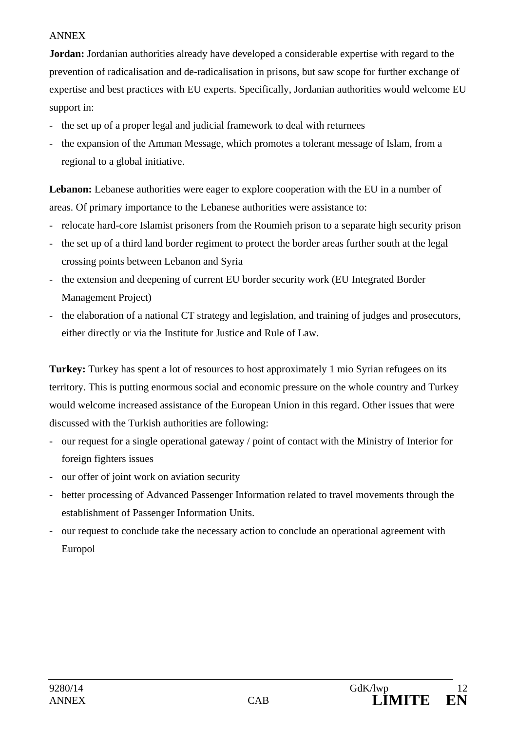ANNEX

**Jordan:** Jordanian authorities already have developed a considerable expertise with regard to the prevention of radicalisation and de-radicalisation in prisons, but saw scope for further exchange of expertise and best practices with EU experts. Specifically, Jordanian authorities would welcome EU support in:

- the set up of a proper legal and judicial framework to deal with returnees
- the expansion of the Amman Message, which promotes a tolerant message of Islam, from a regional to a global initiative.

**Lebanon:** Lebanese authorities were eager to explore cooperation with the EU in a number of areas. Of primary importance to the Lebanese authorities were assistance to:

- relocate hard-core Islamist prisoners from the Roumieh prison to a separate high security prison
- the set up of a third land border regiment to protect the border areas further south at the legal crossing points between Lebanon and Syria
- the extension and deepening of current EU border security work (EU Integrated Border Management Project)
- the elaboration of a national CT strategy and legislation, and training of judges and prosecutors, either directly or via the Institute for Justice and Rule of Law.

**Turkey:** Turkey has spent a lot of resources to host approximately 1 mio Syrian refugees on its territory. This is putting enormous social and economic pressure on the whole country and Turkey would welcome increased assistance of the European Union in this regard. Other issues that were discussed with the Turkish authorities are following:

- our request for a single operational gateway / point of contact with the Ministry of Interior for foreign fighters issues
- our offer of joint work on aviation security
- better processing of Advanced Passenger Information related to travel movements through the establishment of Passenger Information Units.
- our request to conclude take the necessary action to conclude an operational agreement with Europol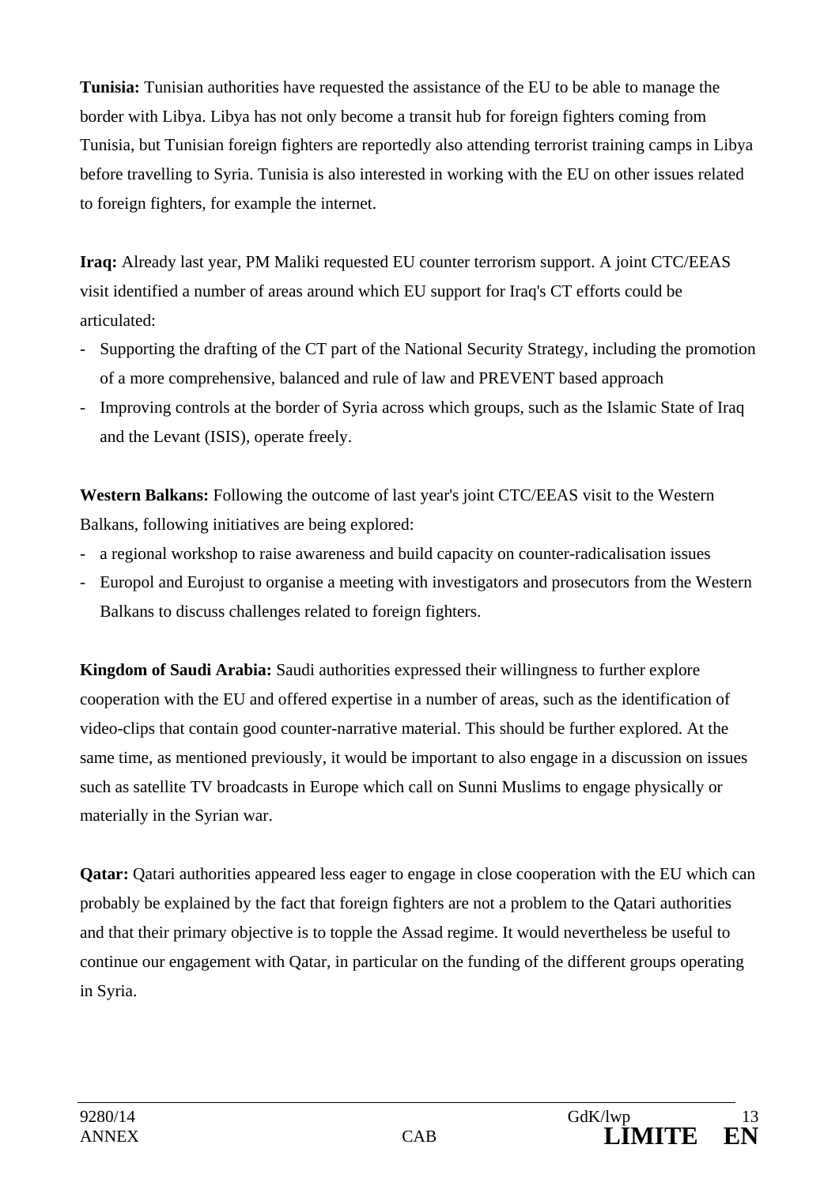**Tunisia:** Tunisian authorities have requested the assistance of the EU to be able to manage the border with Libya. Libya has not only become a transit hub for foreign fighters coming from Tunisia, but Tunisian foreign fighters are reportedly also attending terrorist training camps in Libya before travelling to Syria. Tunisia is also interested in working with the EU on other issues related to foreign fighters, for example the internet.

**Iraq:** Already last year, PM Maliki requested EU counter terrorism support. A joint CTC/EEAS visit identified a number of areas around which EU support for Iraq's CT efforts could be articulated:

- Supporting the drafting of the CT part of the National Security Strategy, including the promotion of a more comprehensive, balanced and rule of law and PREVENT based approach
- Improving controls at the border of Syria across which groups, such as the Islamic State of Iraq and the Levant (ISIS), operate freely.

**Western Balkans:** Following the outcome of last year's joint CTC/EEAS visit to the Western Balkans, following initiatives are being explored:

- a regional workshop to raise awareness and build capacity on counter-radicalisation issues
- Europol and Eurojust to organise a meeting with investigators and prosecutors from the Western Balkans to discuss challenges related to foreign fighters.

**Kingdom of Saudi Arabia:** Saudi authorities expressed their willingness to further explore cooperation with the EU and offered expertise in a number of areas, such as the identification of video-clips that contain good counter-narrative material. This should be further explored. At the same time, as mentioned previously, it would be important to also engage in a discussion on issues such as satellite TV broadcasts in Europe which call on Sunni Muslims to engage physically or materially in the Syrian war.

**Qatar:** Qatari authorities appeared less eager to engage in close cooperation with the EU which can probably be explained by the fact that foreign fighters are not a problem to the Qatari authorities and that their primary objective is to topple the Assad regime. It would nevertheless be useful to continue our engagement with Qatar, in particular on the funding of the different groups operating in Syria.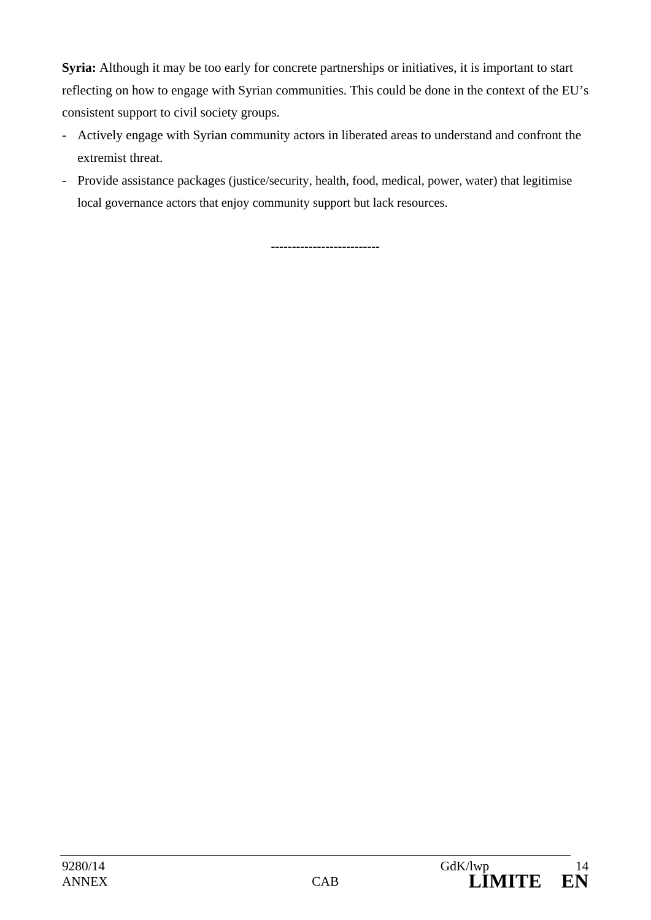**Syria:** Although it may be too early for concrete partnerships or initiatives, it is important to start reflecting on how to engage with Syrian communities. This could be done in the context of the EU's consistent support to civil society groups.

- Actively engage with Syrian community actors in liberated areas to understand and confront the extremist threat.
- Provide assistance packages (justice/security, health, food, medical, power, water) that legitimise local governance actors that enjoy community support but lack resources.

-------------------------